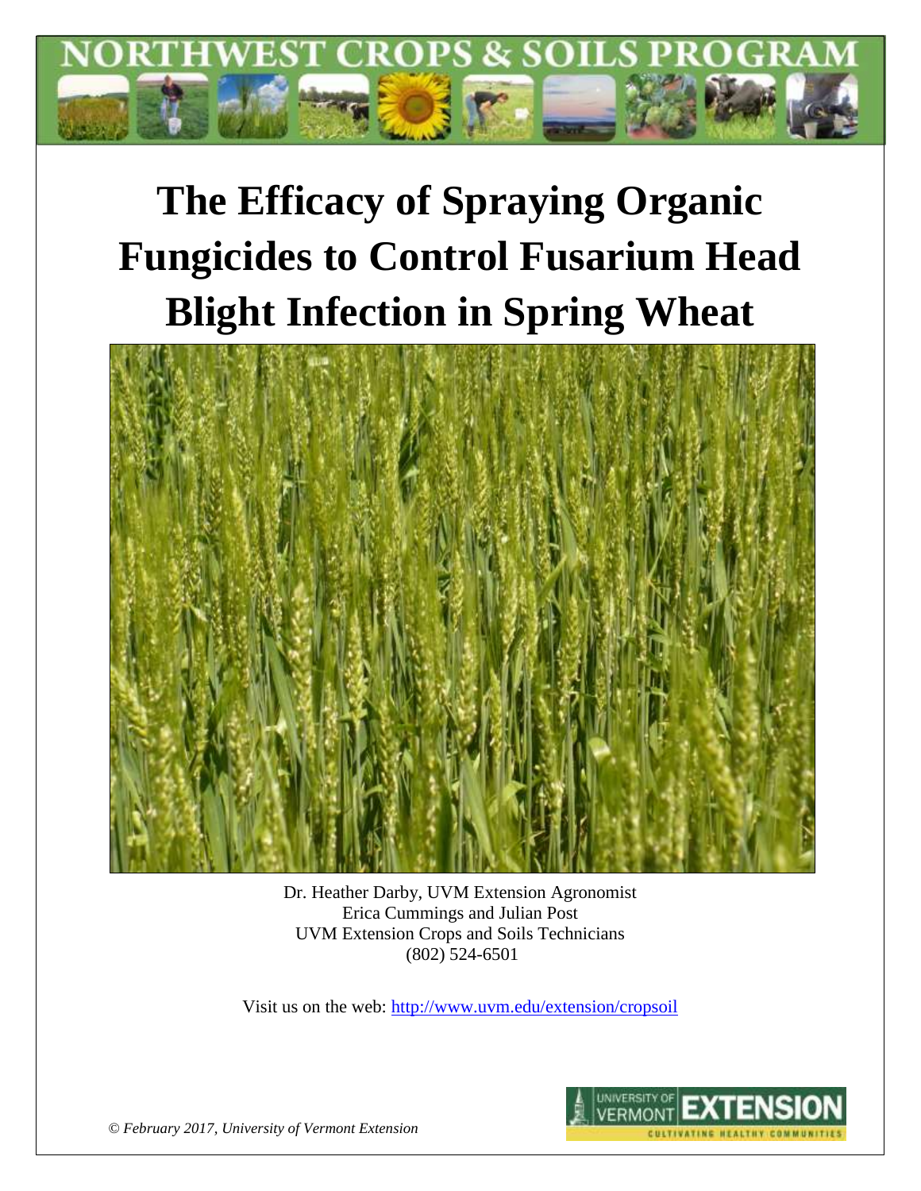NORTHWEST CROPS & SOILS PROGRAM

# The Efficacy of Spraying Organic Fungicides to Control Fusarium Head Blight Infection in Spring Wheat

Dr. Heather Darby, UVM Extension Agronomist
Erica Cummings and Julian Post
UVM Extension Crops and Soils Technicians
(802) 524-6501

Visit us on the web: http://www.uvm.edu/extension/cropsoil

*© February 2017, University of Vermont Extension*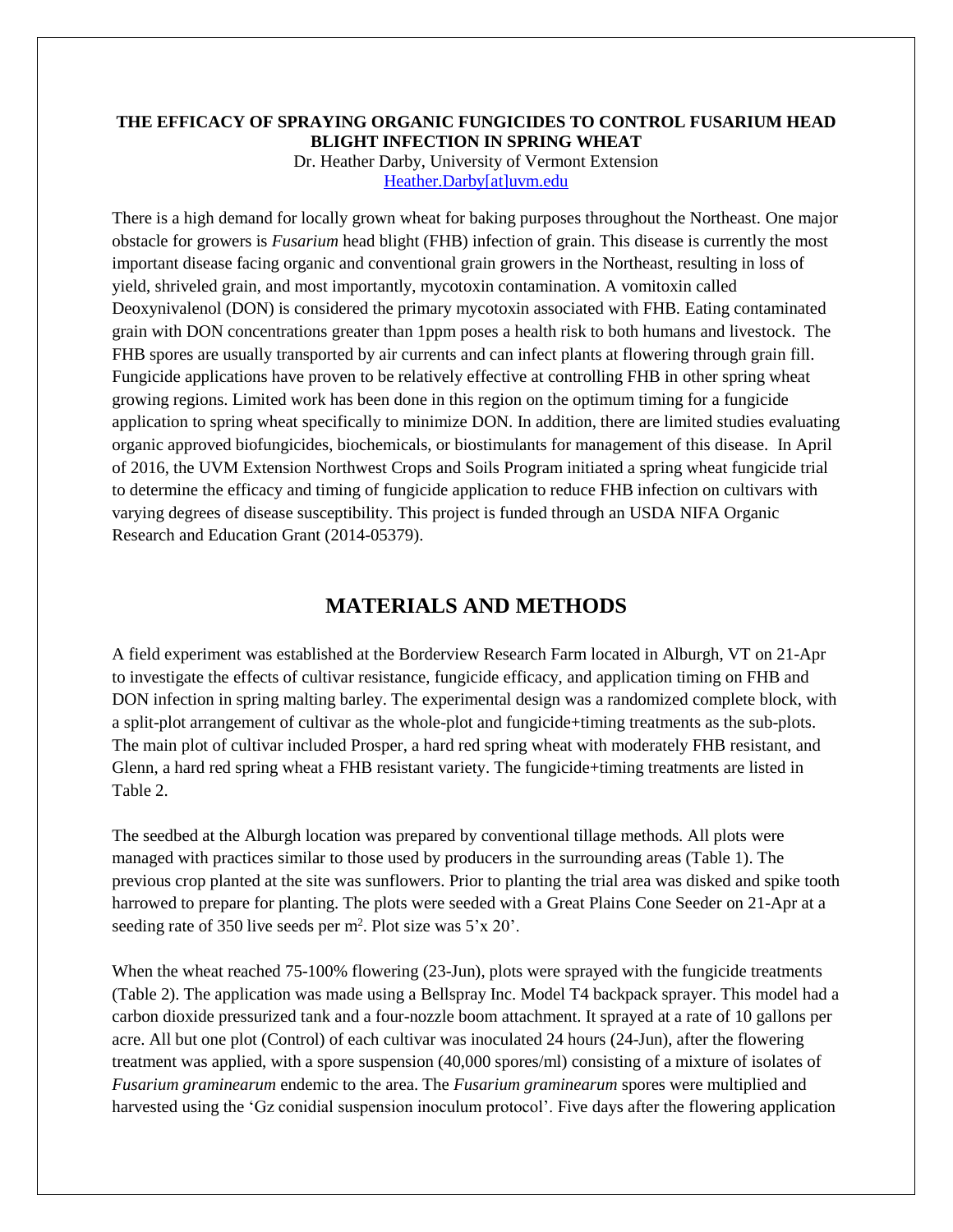**THE EFFICACY OF SPRAYING ORGANIC FUNGICIDES TO CONTROL FUSARIUM HEAD BLIGHT INFECTION IN SPRING WHEAT**

Dr. Heather Darby, University of Vermont Extension
Heather.Darby[at]uvm.edu

There is a high demand for locally grown wheat for baking purposes throughout the Northeast. One major obstacle for growers is *Fusarium* head blight (FHB) infection of grain. This disease is currently the most important disease facing organic and conventional grain growers in the Northeast, resulting in loss of yield, shriveled grain, and most importantly, mycotoxin contamination. A vomitoxin called Deoxynivalenol (DON) is considered the primary mycotoxin associated with FHB. Eating contaminated grain with DON concentrations greater than 1ppm poses a health risk to both humans and livestock. The FHB spores are usually transported by air currents and can infect plants at flowering through grain fill. Fungicide applications have proven to be relatively effective at controlling FHB in other spring wheat growing regions. Limited work has been done in this region on the optimum timing for a fungicide application to spring wheat specifically to minimize DON. In addition, there are limited studies evaluating organic approved biofungicides, biochemicals, or biostimulants for management of this disease. In April of 2016, the UVM Extension Northwest Crops and Soils Program initiated a spring wheat fungicide trial to determine the efficacy and timing of fungicide application to reduce FHB infection on cultivars with varying degrees of disease susceptibility. This project is funded through an USDA NIFA Organic Research and Education Grant (2014-05379).

## MATERIALS AND METHODS

A field experiment was established at the Borderview Research Farm located in Alburgh, VT on 21-Apr to investigate the effects of cultivar resistance, fungicide efficacy, and application timing on FHB and DON infection in spring malting barley. The experimental design was a randomized complete block, with a split-plot arrangement of cultivar as the whole-plot and fungicide+timing treatments as the sub-plots. The main plot of cultivar included Prosper, a hard red spring wheat with moderately FHB resistant, and Glenn, a hard red spring wheat a FHB resistant variety. The fungicide+timing treatments are listed in Table 2.

The seedbed at the Alburgh location was prepared by conventional tillage methods. All plots were managed with practices similar to those used by producers in the surrounding areas (Table 1). The previous crop planted at the site was sunflowers. Prior to planting the trial area was disked and spike tooth harrowed to prepare for planting. The plots were seeded with a Great Plains Cone Seeder on 21-Apr at a seeding rate of 350 live seeds per $m^2$. Plot size was 5'x 20'.

When the wheat reached 75-100% flowering (23-Jun), plots were sprayed with the fungicide treatments (Table 2). The application was made using a Bellspray Inc. Model T4 backpack sprayer. This model had a carbon dioxide pressurized tank and a four-nozzle boom attachment. It sprayed at a rate of 10 gallons per acre. All but one plot (Control) of each cultivar was inoculated 24 hours (24-Jun), after the flowering treatment was applied, with a spore suspension (40,000 spores/ml) consisting of a mixture of isolates of *Fusarium graminearum* endemic to the area. The *Fusarium graminearum* spores were multiplied and harvested using the 'Gz conidial suspension inoculum protocol'. Five days after the flowering application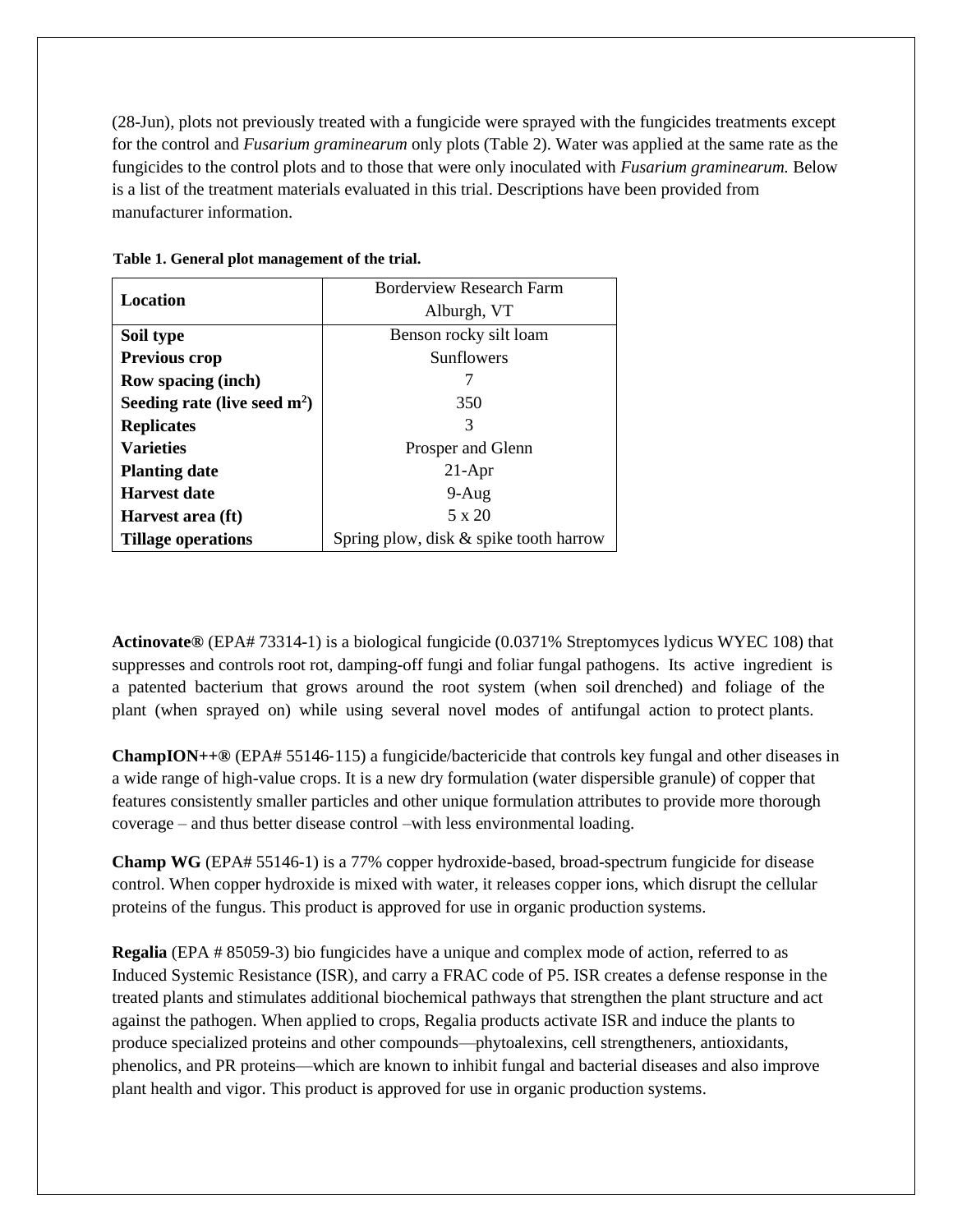(28-Jun), plots not previously treated with a fungicide were sprayed with the fungicides treatments except for the control and *Fusarium graminearum* only plots (Table 2). Water was applied at the same rate as the fungicides to the control plots and to those that were only inoculated with *Fusarium graminearum.* Below is a list of the treatment materials evaluated in this trial. Descriptions have been provided from manufacturer information.

**Table 1. General plot management of the trial.**

| | |
|---|---|
| **Location** | Borderview Research Farm Alburgh, VT |
| **Soil type** | Benson rocky silt loam |
| **Previous crop** | Sunflowers |
| **Row spacing (inch)** | 7 |
| **Seeding rate (live seed $m^2$)** | 350 |
| **Replicates** | 3 |
| **Varieties** | Prosper and Glenn |
| **Planting date** | 21-Apr |
| **Harvest date** | 9-Aug |
| **Harvest area (ft)** | 5 x 20 |
| **Tillage operations** | Spring plow, disk & spike tooth harrow |

**Actinovate®** (EPA# 73314-1) is a biological fungicide (0.0371% Streptomyces lydicus WYEC 108) that suppresses and controls root rot, damping-off fungi and foliar fungal pathogens. Its active ingredient is a patented bacterium that grows around the root system (when soil drenched) and foliage of the plant (when sprayed on) while using several novel modes of antifungal action to protect plants.

**ChampION++®** (EPA# 55146-115) a fungicide/bactericide that controls key fungal and other diseases in a wide range of high-value crops. It is a new dry formulation (water dispersible granule) of copper that features consistently smaller particles and other unique formulation attributes to provide more thorough coverage – and thus better disease control –with less environmental loading.

**Champ WG** (EPA# 55146-1) is a 77% copper hydroxide-based, broad-spectrum fungicide for disease control. When copper hydroxide is mixed with water, it releases copper ions, which disrupt the cellular proteins of the fungus. This product is approved for use in organic production systems.

**Regalia** (EPA # 85059-3) bio fungicides have a unique and complex mode of action, referred to as Induced Systemic Resistance (ISR), and carry a FRAC code of P5. ISR creates a defense response in the treated plants and stimulates additional biochemical pathways that strengthen the plant structure and act against the pathogen. When applied to crops, Regalia products activate ISR and induce the plants to produce specialized proteins and other compounds—phytoalexins, cell strengtheners, antioxidants, phenolics, and PR proteins—which are known to inhibit fungal and bacterial diseases and also improve plant health and vigor. This product is approved for use in organic production systems.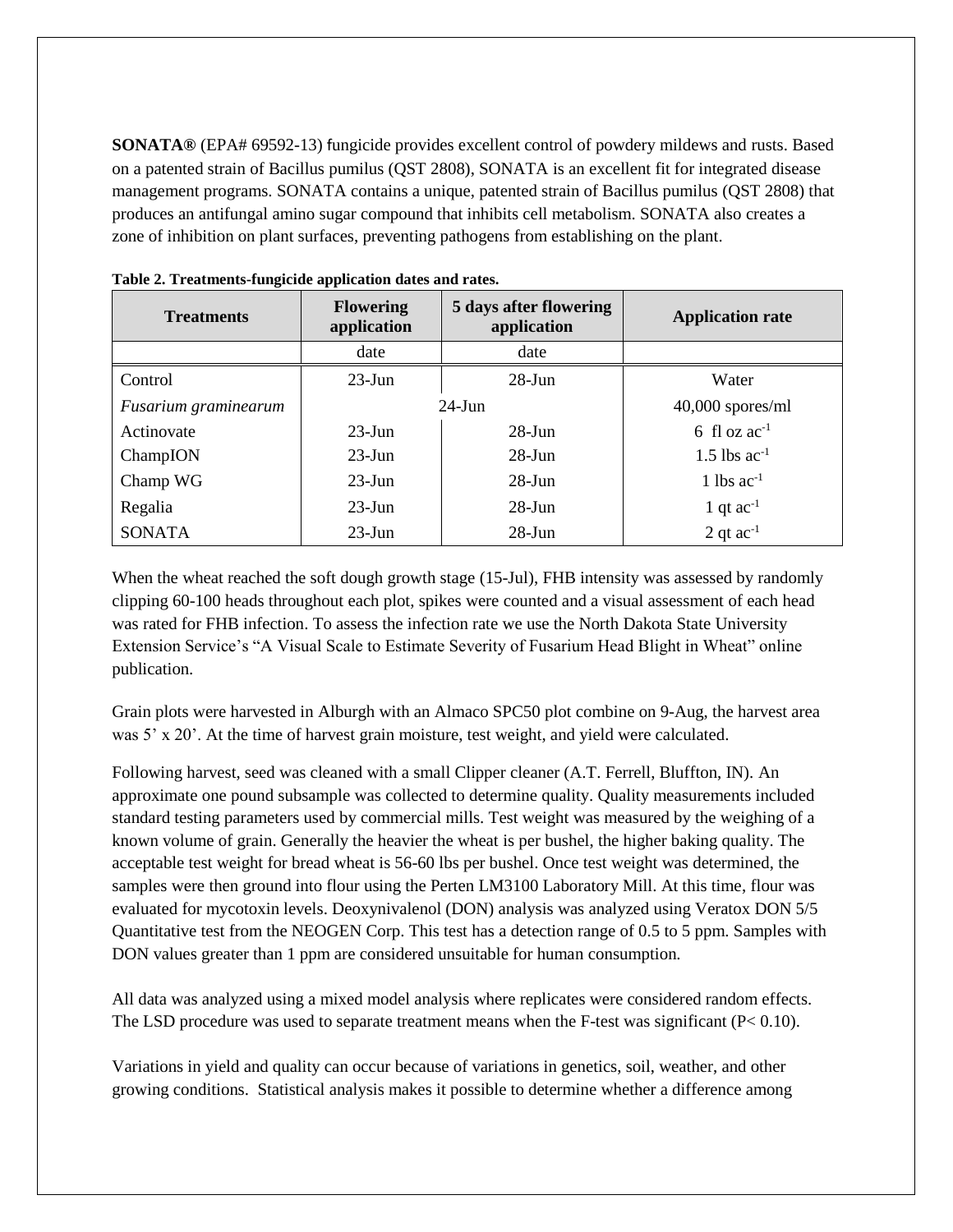**SONATA®** (EPA# 69592-13) fungicide provides excellent control of powdery mildews and rusts. Based on a patented strain of Bacillus pumilus (QST 2808), SONATA is an excellent fit for integrated disease management programs. SONATA contains a unique, patented strain of Bacillus pumilus (QST 2808) that produces an antifungal amino sugar compound that inhibits cell metabolism. SONATA also creates a zone of inhibition on plant surfaces, preventing pathogens from establishing on the plant.

**Table 2. Treatments-fungicide application dates and rates.**

| Treatments | Flowering application | 5 days after flowering application | Application rate |
|---|---|---|---|
| | date | date | |
| Control | 23-Jun | 28-Jun | Water |
| *Fusarium graminearum* | 24-Jun | | 40,000 spores/ml |
| Actinovate | 23-Jun | 28-Jun | 6 fl oz $ac^{-1}$ |
| ChampION | 23-Jun | 28-Jun | 1.5 lbs $ac^{-1}$ |
| Champ WG | 23-Jun | 28-Jun | 1 lbs $ac^{-1}$ |
| Regalia | 23-Jun | 28-Jun | 1 qt $ac^{-1}$ |
| SONATA | 23-Jun | 28-Jun | 2 qt $ac^{-1}$ |

When the wheat reached the soft dough growth stage (15-Jul), FHB intensity was assessed by randomly clipping 60-100 heads throughout each plot, spikes were counted and a visual assessment of each head was rated for FHB infection. To assess the infection rate we use the North Dakota State University Extension Service's "A Visual Scale to Estimate Severity of Fusarium Head Blight in Wheat" online publication.

Grain plots were harvested in Alburgh with an Almaco SPC50 plot combine on 9-Aug, the harvest area was 5' x 20'. At the time of harvest grain moisture, test weight, and yield were calculated.

Following harvest, seed was cleaned with a small Clipper cleaner (A.T. Ferrell, Bluffton, IN). An approximate one pound subsample was collected to determine quality. Quality measurements included standard testing parameters used by commercial mills. Test weight was measured by the weighing of a known volume of grain. Generally the heavier the wheat is per bushel, the higher baking quality. The acceptable test weight for bread wheat is 56-60 lbs per bushel. Once test weight was determined, the samples were then ground into flour using the Perten LM3100 Laboratory Mill. At this time, flour was evaluated for mycotoxin levels. Deoxynivalenol (DON) analysis was analyzed using Veratox DON 5/5 Quantitative test from the NEOGEN Corp. This test has a detection range of 0.5 to 5 ppm. Samples with DON values greater than 1 ppm are considered unsuitable for human consumption.

All data was analyzed using a mixed model analysis where replicates were considered random effects. The LSD procedure was used to separate treatment means when the F-test was significant ($P< 0.10$).

Variations in yield and quality can occur because of variations in genetics, soil, weather, and other growing conditions. Statistical analysis makes it possible to determine whether a difference among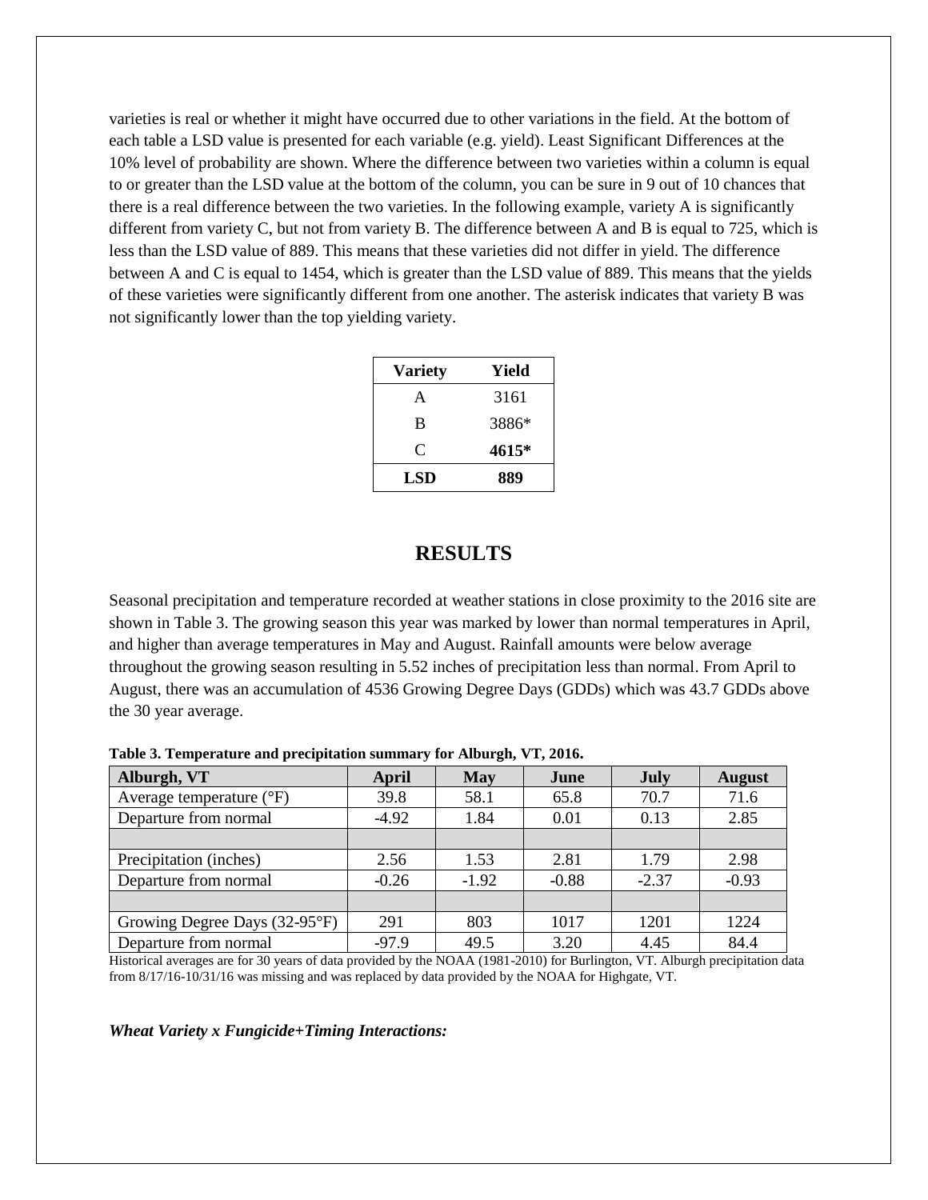varieties is real or whether it might have occurred due to other variations in the field. At the bottom of each table a LSD value is presented for each variable (e.g. yield). Least Significant Differences at the 10% level of probability are shown. Where the difference between two varieties within a column is equal to or greater than the LSD value at the bottom of the column, you can be sure in 9 out of 10 chances that there is a real difference between the two varieties. In the following example, variety A is significantly different from variety C, but not from variety B. The difference between A and B is equal to 725, which is less than the LSD value of 889. This means that these varieties did not differ in yield. The difference between A and C is equal to 1454, which is greater than the LSD value of 889. This means that the yields of these varieties were significantly different from one another. The asterisk indicates that variety B was not significantly lower than the top yielding variety.

| Variety | Yield |
|---|---|
| A | 3161 |
| B | 3886* |
| C | **4615*** |
| **LSD** | **889** |

# RESULTS

Seasonal precipitation and temperature recorded at weather stations in close proximity to the 2016 site are shown in Table 3. The growing season this year was marked by lower than normal temperatures in April, and higher than average temperatures in May and August. Rainfall amounts were below average throughout the growing season resulting in 5.52 inches of precipitation less than normal. From April to August, there was an accumulation of 4536 Growing Degree Days (GDDs) which was 43.7 GDDs above the 30 year average.

**Table 3. Temperature and precipitation summary for Alburgh, VT, 2016.**

| Alburgh, VT | April | May | June | July | August |
|---|---|---|---|---|---|
| Average temperature (°F) | 39.8 | 58.1 | 65.8 | 70.7 | 71.6 |
| Departure from normal | -4.92 | 1.84 | 0.01 | 0.13 | 2.85 |
| | | | | | |
| Precipitation (inches) | 2.56 | 1.53 | 2.81 | 1.79 | 2.98 |
| Departure from normal | -0.26 | -1.92 | -0.88 | -2.37 | -0.93 |
| | | | | | |
| Growing Degree Days (32-95°F) | 291 | 803 | 1017 | 1201 | 1224 |
| Departure from normal | -97.9 | 49.5 | 3.20 | 4.45 | 84.4 |

Historical averages are for 30 years of data provided by the NOAA (1981-2010) for Burlington, VT. Alburgh precipitation data from 8/17/16-10/31/16 was missing and was replaced by data provided by the NOAA for Highgate, VT.

***Wheat Variety x Fungicide+Timing Interactions:***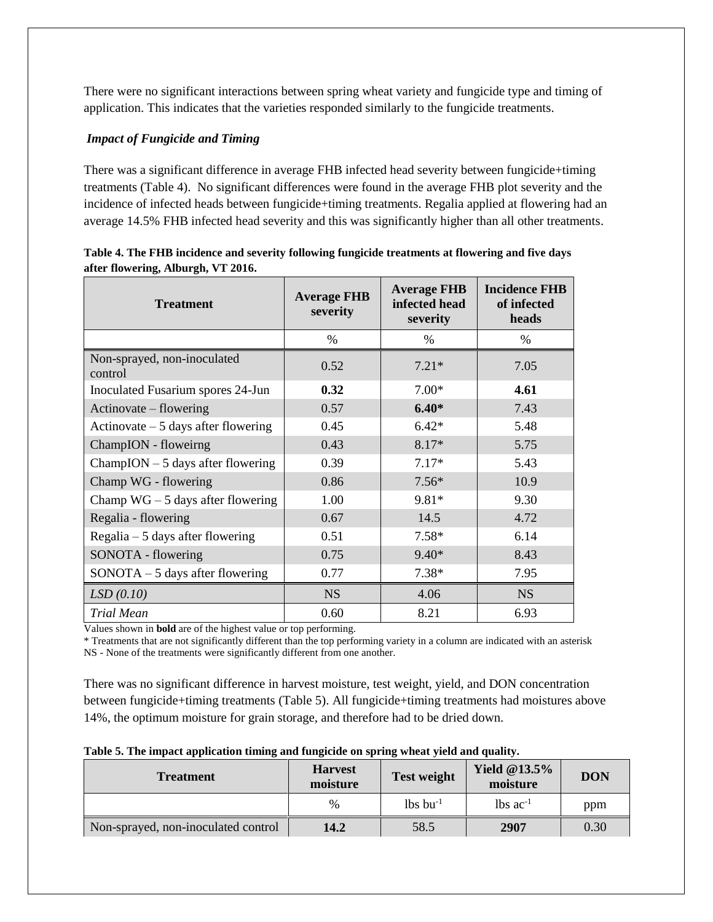There were no significant interactions between spring wheat variety and fungicide type and timing of application. This indicates that the varieties responded similarly to the fungicide treatments.

***Impact of Fungicide and Timing***

There was a significant difference in average FHB infected head severity between fungicide+timing treatments (Table 4). No significant differences were found in the average FHB plot severity and the incidence of infected heads between fungicide+timing treatments. Regalia applied at flowering had an average 14.5% FHB infected head severity and this was significantly higher than all other treatments.

**Table 4. The FHB incidence and severity following fungicide treatments at flowering and five days after flowering, Alburgh, VT 2016.**

| Treatment | Average FHB severity | Average FHB infected head severity | Incidence FHB of infected heads |
|---|---|---|---|
| | % | % | % |
| Non-sprayed, non-inoculated control | 0.52 | 7.21* | 7.05 |
| Inoculated Fusarium spores 24-Jun | **0.32** | 7.00* | **4.61** |
| Actinovate – flowering | 0.57 | **6.40*** | 7.43 |
| Actinovate – 5 days after flowering | 0.45 | 6.42* | 5.48 |
| ChampION - floweirng | 0.43 | 8.17* | 5.75 |
| ChampION – 5 days after flowering | 0.39 | 7.17* | 5.43 |
| Champ WG - flowering | 0.86 | 7.56* | 10.9 |
| Champ WG – 5 days after flowering | 1.00 | 9.81* | 9.30 |
| Regalia - flowering | 0.67 | 14.5 | 4.72 |
| Regalia – 5 days after flowering | 0.51 | 7.58* | 6.14 |
| SONOTA - flowering | 0.75 | 9.40* | 8.43 |
| SONOTA – 5 days after flowering | 0.77 | 7.38* | 7.95 |
| *LSD (0.10)* | NS | 4.06 | NS |
| *Trial Mean* | 0.60 | 8.21 | 6.93 |

Values shown in **bold** are of the highest value or top performing.
* Treatments that are not significantly different than the top performing variety in a column are indicated with an asterisk
NS - None of the treatments were significantly different from one another.

There was no significant difference in harvest moisture, test weight, yield, and DON concentration between fungicide+timing treatments (Table 5). All fungicide+timing treatments had moistures above 14%, the optimum moisture for grain storage, and therefore had to be dried down.

**Table 5. The impact application timing and fungicide on spring wheat yield and quality.**

| Treatment | Harvest moisture | Test weight | Yield @13.5% moisture | DON |
|---|---|---|---|---|
| | % | lbs $bu^{-1}$ | lbs $ac^{-1}$ | ppm |
| Non-sprayed, non-inoculated control | **14.2** | 58.5 | **2907** | 0.30 |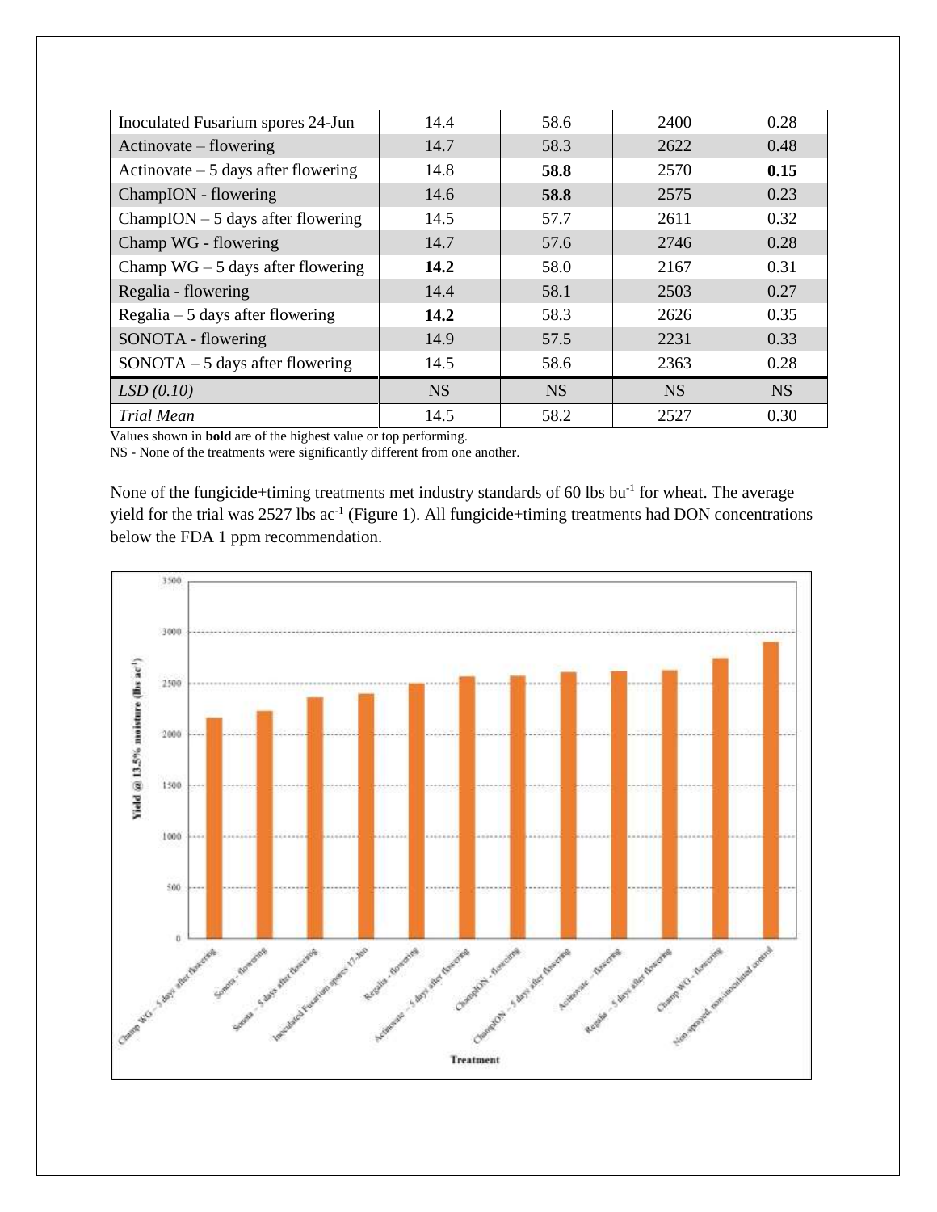| | | | | |
|---|---|---|---|---|
| Inoculated Fusarium spores 24-Jun | 14.4 | 58.6 | 2400 | 0.28 |
| Actinovate – flowering | 14.7 | 58.3 | 2622 | 0.48 |
| Actinovate – 5 days after flowering | 14.8 | **58.8** | 2570 | **0.15** |
| ChampION - flowering | 14.6 | **58.8** | 2575 | 0.23 |
| ChampION – 5 days after flowering | 14.5 | 57.7 | 2611 | 0.32 |
| Champ WG - flowering | 14.7 | 57.6 | 2746 | 0.28 |
| Champ WG – 5 days after flowering | **14.2** | 58.0 | 2167 | 0.31 |
| Regalia - flowering | 14.4 | 58.1 | 2503 | 0.27 |
| Regalia – 5 days after flowering | **14.2** | 58.3 | 2626 | 0.35 |
| SONOTA - flowering | 14.9 | 57.5 | 2231 | 0.33 |
| SONOTA – 5 days after flowering | 14.5 | 58.6 | 2363 | 0.28 |
| *LSD (0.10)* | NS | NS | NS | NS |
| *Trial Mean* | 14.5 | 58.2 | 2527 | 0.30 |

Values shown in **bold** are of the highest value or top performing.
NS - None of the treatments were significantly different from one another.

None of the fungicide+timing treatments met industry standards of 60 lbs $bu^{-1}$ for wheat. The average yield for the trial was 2527 lbs $ac^{-1}$ (Figure 1). All fungicide+timing treatments had DON concentrations below the FDA 1 ppm recommendation.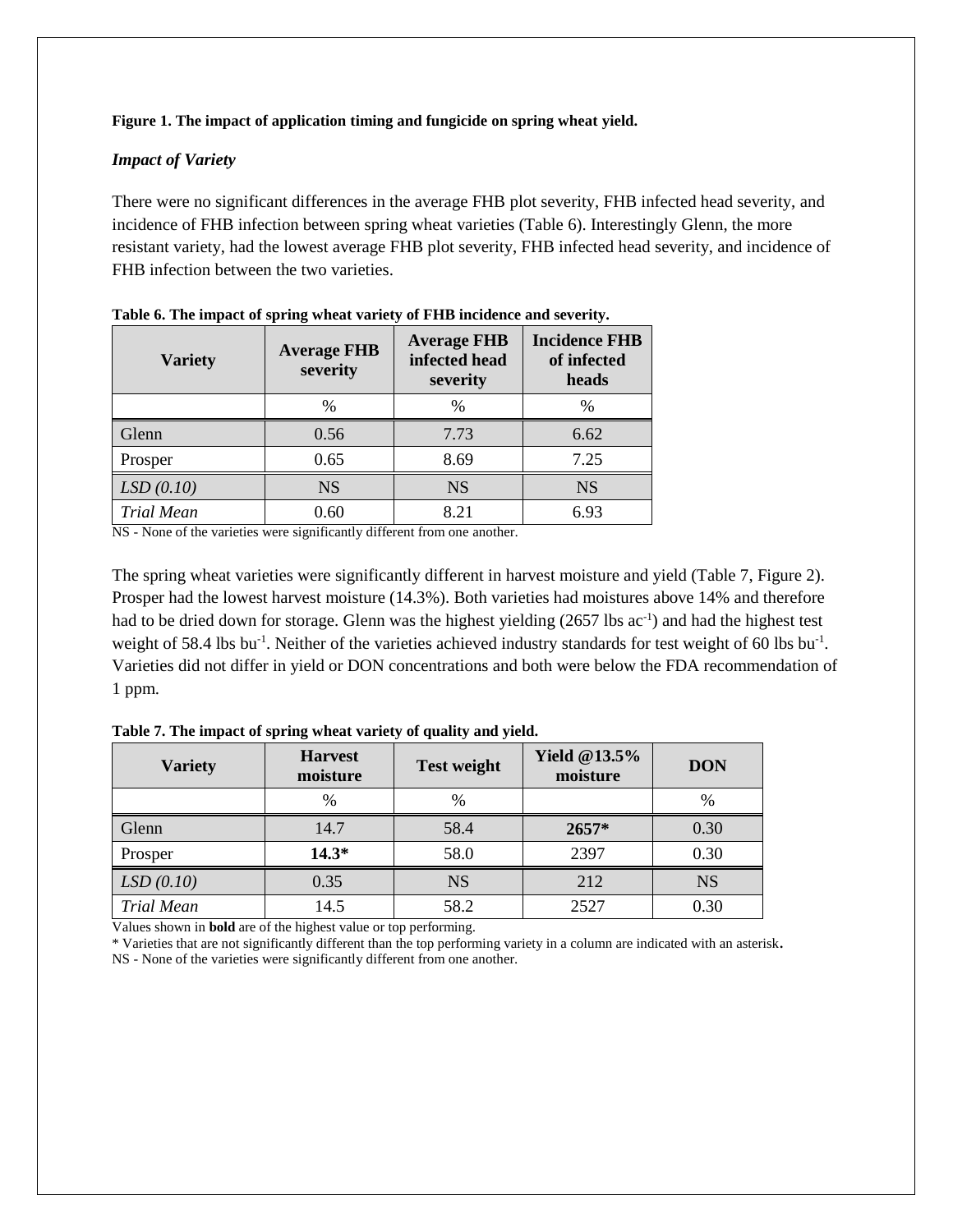**Figure 1. The impact of application timing and fungicide on spring wheat yield.**

### *Impact of Variety*

There were no significant differences in the average FHB plot severity, FHB infected head severity, and incidence of FHB infection between spring wheat varieties (Table 6). Interestingly Glenn, the more resistant variety, had the lowest average FHB plot severity, FHB infected head severity, and incidence of FHB infection between the two varieties.

**Table 6. The impact of spring wheat variety of FHB incidence and severity.**

| Variety | Average FHB severity | Average FHB infected head severity | Incidence FHB of infected heads |
|---|---|---|---|
| | % | % | % |
| Glenn | 0.56 | 7.73 | 6.62 |
| Prosper | 0.65 | 8.69 | 7.25 |
| *LSD (0.10)* | NS | NS | NS |
| *Trial Mean* | 0.60 | 8.21 | 6.93 |

NS - None of the varieties were significantly different from one another.

The spring wheat varieties were significantly different in harvest moisture and yield (Table 7, Figure 2). Prosper had the lowest harvest moisture (14.3%). Both varieties had moistures above 14% and therefore had to be dried down for storage. Glenn was the highest yielding (2657 lbs ac$^{-1}$) and had the highest test weight of 58.4 lbs bu$^{-1}$. Neither of the varieties achieved industry standards for test weight of 60 lbs bu$^{-1}$. Varieties did not differ in yield or DON concentrations and both were below the FDA recommendation of 1 ppm.

**Table 7. The impact of spring wheat variety of quality and yield.**

| Variety | Harvest moisture | Test weight | Yield @13.5% moisture | DON |
|---|---|---|---|---|
| | % | % | | % |
| Glenn | 14.7 | 58.4 | **2657*** | 0.30 |
| Prosper | **14.3*** | 58.0 | 2397 | 0.30 |
| *LSD (0.10)* | 0.35 | NS | 212 | NS |
| *Trial Mean* | 14.5 | 58.2 | 2527 | 0.30 |

Values shown in **bold** are of the highest value or top performing.

* Varieties that are not significantly different than the top performing variety in a column are indicated with an asterisk.

NS - None of the varieties were significantly different from one another.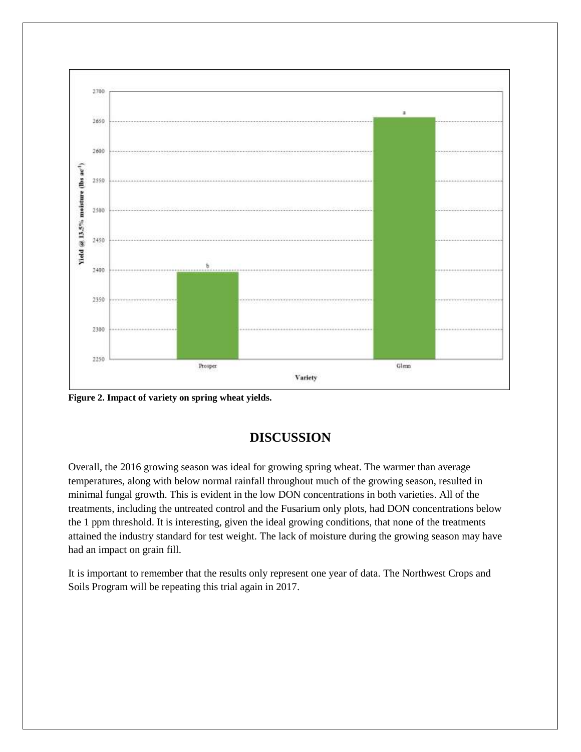**Figure 2. Impact of variety on spring wheat yields.**

## DISCUSSION

Overall, the 2016 growing season was ideal for growing spring wheat. The warmer than average temperatures, along with below normal rainfall throughout much of the growing season, resulted in minimal fungal growth. This is evident in the low DON concentrations in both varieties. All of the treatments, including the untreated control and the Fusarium only plots, had DON concentrations below the 1 ppm threshold. It is interesting, given the ideal growing conditions, that none of the treatments attained the industry standard for test weight. The lack of moisture during the growing season may have had an impact on grain fill.

It is important to remember that the results only represent one year of data. The Northwest Crops and Soils Program will be repeating this trial again in 2017.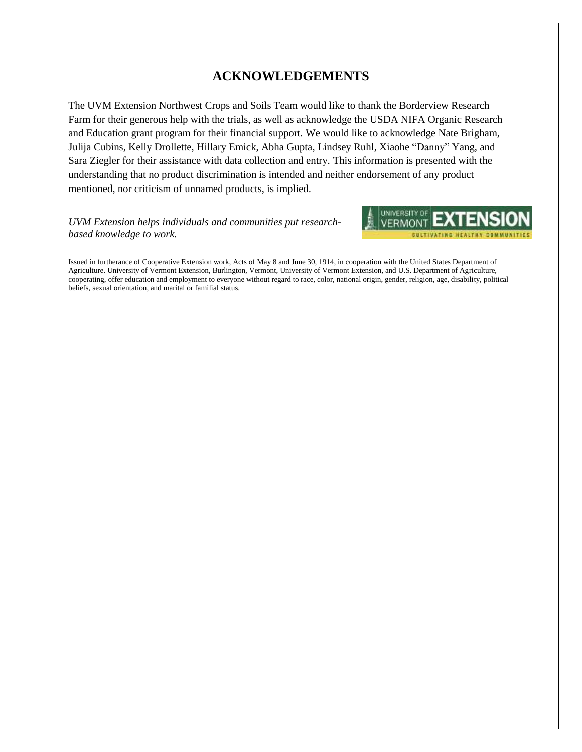## ACKNOWLEDGEMENTS

The UVM Extension Northwest Crops and Soils Team would like to thank the Borderview Research Farm for their generous help with the trials, as well as acknowledge the USDA NIFA Organic Research and Education grant program for their financial support. We would like to acknowledge Nate Brigham, Julija Cubins, Kelly Drollette, Hillary Emick, Abha Gupta, Lindsey Ruhl, Xiaohe "Danny" Yang, and Sara Ziegler for their assistance with data collection and entry. This information is presented with the understanding that no product discrimination is intended and neither endorsement of any product mentioned, nor criticism of unnamed products, is implied.

*UVM Extension helps individuals and communities put research-based knowledge to work.*

Issued in furtherance of Cooperative Extension work, Acts of May 8 and June 30, 1914, in cooperation with the United States Department of Agriculture. University of Vermont Extension, Burlington, Vermont, University of Vermont Extension, and U.S. Department of Agriculture, cooperating, offer education and employment to everyone without regard to race, color, national origin, gender, religion, age, disability, political beliefs, sexual orientation, and marital or familial status.